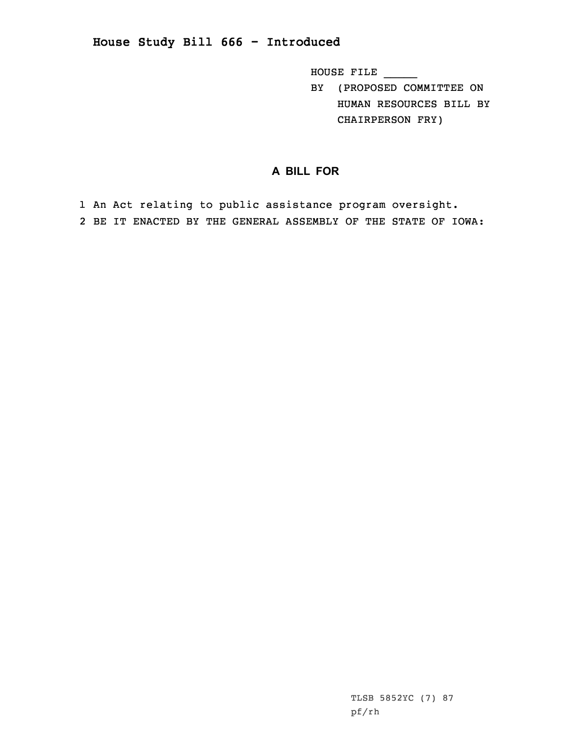# House Study Bill 666 - Introduced

HOUSE FILE _____
BY (PROPOSED COMMITTEE ON HUMAN RESOURCES BILL BY CHAIRPERSON FRY)

## A BILL FOR

1 An Act relating to public assistance program oversight.
2 BE IT ENACTED BY THE GENERAL ASSEMBLY OF THE STATE OF IOWA:

TLSB 5852YC (7) 87
pf/rh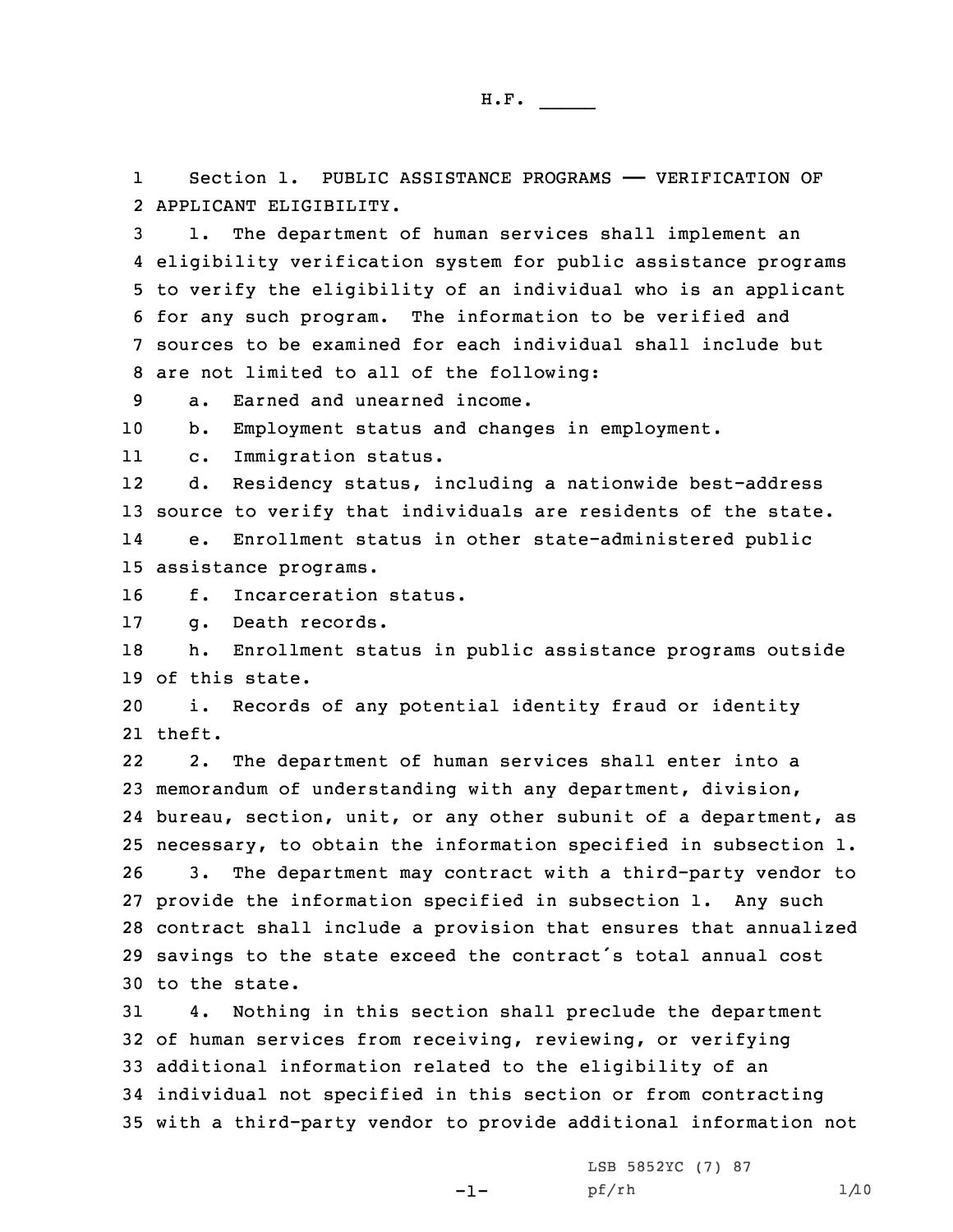Section 1. PUBLIC ASSISTANCE PROGRAMS —— VERIFICATION OF APPLICANT ELIGIBILITY.

1. The department of human services shall implement an eligibility verification system for public assistance programs to verify the eligibility of an individual who is an applicant for any such program. The information to be verified and sources to be examined for each individual shall include but are not limited to all of the following:

a. Earned and unearned income.

b. Employment status and changes in employment.

c. Immigration status.

d. Residency status, including a nationwide best-address source to verify that individuals are residents of the state.

e. Enrollment status in other state-administered public assistance programs.

f. Incarceration status.

g. Death records.

h. Enrollment status in public assistance programs outside of this state.

i. Records of any potential identity fraud or identity theft.

2. The department of human services shall enter into a memorandum of understanding with any department, division, bureau, section, unit, or any other subunit of a department, as necessary, to obtain the information specified in subsection 1.

3. The department may contract with a third-party vendor to provide the information specified in subsection 1. Any such contract shall include a provision that ensures that annualized savings to the state exceed the contract's total annual cost to the state.

4. Nothing in this section shall preclude the department of human services from receiving, reviewing, or verifying additional information related to the eligibility of an individual not specified in this section or from contracting with a third-party vendor to provide additional information not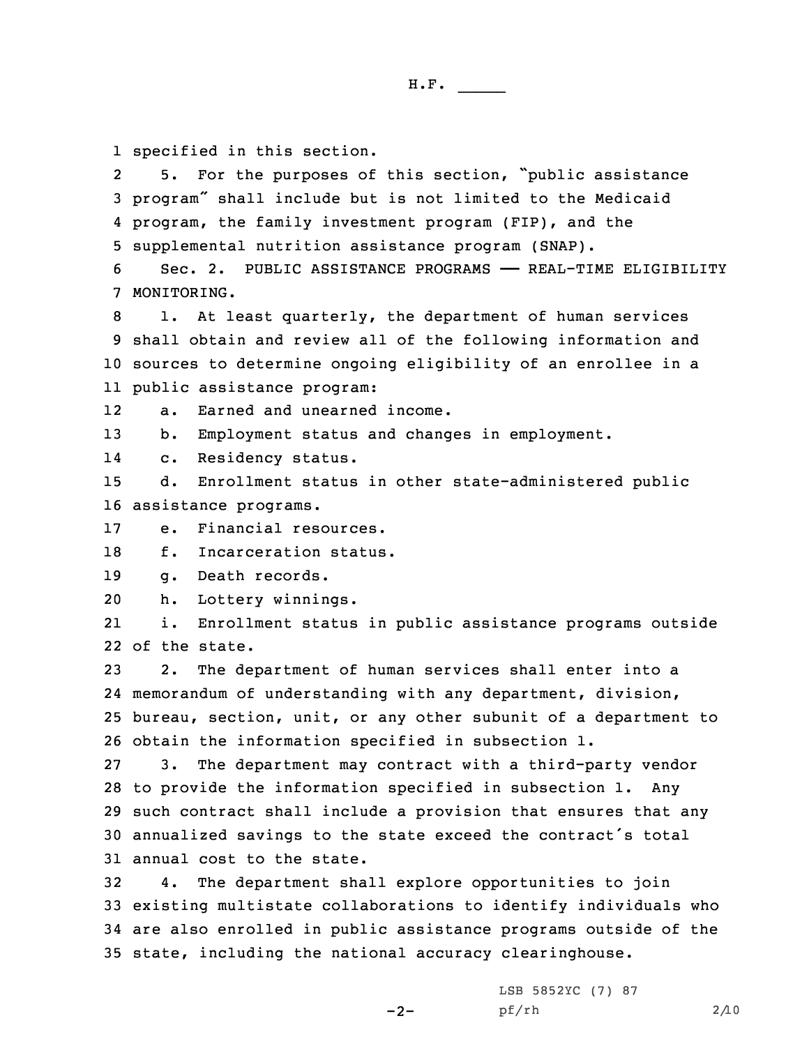specified in this section.

5. For the purposes of this section, "public assistance program" shall include but is not limited to the Medicaid program, the family investment program (FIP), and the supplemental nutrition assistance program (SNAP).

Sec. 2. PUBLIC ASSISTANCE PROGRAMS —— REAL-TIME ELIGIBILITY MONITORING.

1. At least quarterly, the department of human services shall obtain and review all of the following information and sources to determine ongoing eligibility of an enrollee in a public assistance program:

a. Earned and unearned income.

b. Employment status and changes in employment.

c. Residency status.

d. Enrollment status in other state-administered public assistance programs.

e. Financial resources.

f. Incarceration status.

g. Death records.

h. Lottery winnings.

i. Enrollment status in public assistance programs outside of the state.

2. The department of human services shall enter into a memorandum of understanding with any department, division, bureau, section, unit, or any other subunit of a department to obtain the information specified in subsection 1.

3. The department may contract with a third-party vendor to provide the information specified in subsection 1. Any such contract shall include a provision that ensures that any annualized savings to the state exceed the contract's total annual cost to the state.

4. The department shall explore opportunities to join existing multistate collaborations to identify individuals who are also enrolled in public assistance programs outside of the state, including the national accuracy clearinghouse.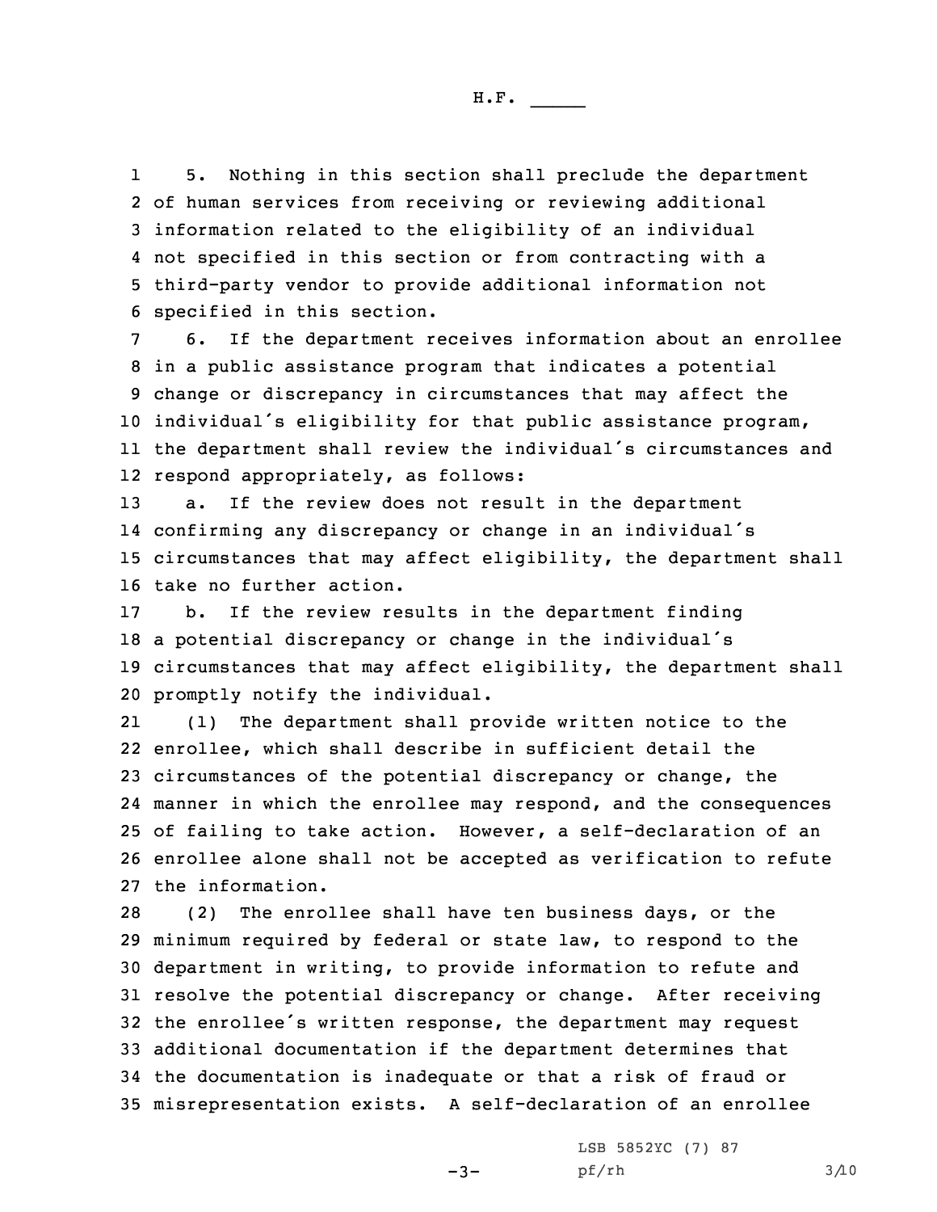5. Nothing in this section shall preclude the department of human services from receiving or reviewing additional information related to the eligibility of an individual not specified in this section or from contracting with a third-party vendor to provide additional information not specified in this section.

6. If the department receives information about an enrollee in a public assistance program that indicates a potential change or discrepancy in circumstances that may affect the individual's eligibility for that public assistance program, the department shall review the individual's circumstances and respond appropriately, as follows:

a. If the review does not result in the department confirming any discrepancy or change in an individual's circumstances that may affect eligibility, the department shall take no further action.

b. If the review results in the department finding a potential discrepancy or change in the individual's circumstances that may affect eligibility, the department shall promptly notify the individual.

(1) The department shall provide written notice to the enrollee, which shall describe in sufficient detail the circumstances of the potential discrepancy or change, the manner in which the enrollee may respond, and the consequences of failing to take action. However, a self-declaration of an enrollee alone shall not be accepted as verification to refute the information.

(2) The enrollee shall have ten business days, or the minimum required by federal or state law, to respond to the department in writing, to provide information to refute and resolve the potential discrepancy or change. After receiving the enrollee's written response, the department may request additional documentation if the department determines that the documentation is inadequate or that a risk of fraud or misrepresentation exists. A self-declaration of an enrollee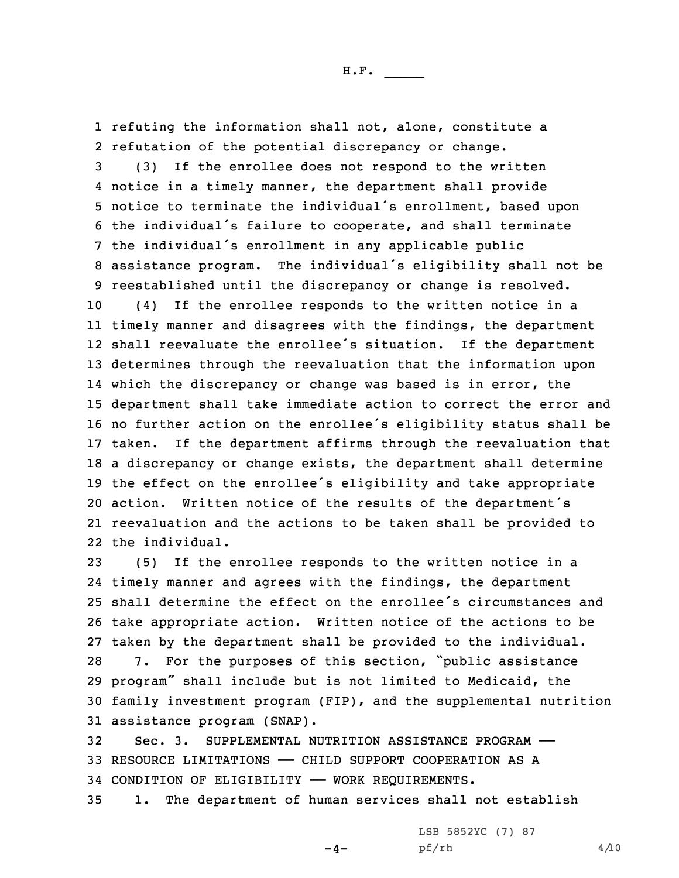refuting the information shall not, alone, constitute a refutation of the potential discrepancy or change.

(3) If the enrollee does not respond to the written notice in a timely manner, the department shall provide notice to terminate the individual's enrollment, based upon the individual's failure to cooperate, and shall terminate the individual's enrollment in any applicable public assistance program. The individual's eligibility shall not be reestablished until the discrepancy or change is resolved.

(4) If the enrollee responds to the written notice in a timely manner and disagrees with the findings, the department shall reevaluate the enrollee's situation. If the department determines through the reevaluation that the information upon which the discrepancy or change was based is in error, the department shall take immediate action to correct the error and no further action on the enrollee's eligibility status shall be taken. If the department affirms through the reevaluation that a discrepancy or change exists, the department shall determine the effect on the enrollee's eligibility and take appropriate action. Written notice of the results of the department's reevaluation and the actions to be taken shall be provided to the individual.

(5) If the enrollee responds to the written notice in a timely manner and agrees with the findings, the department shall determine the effect on the enrollee's circumstances and take appropriate action. Written notice of the actions to be taken by the department shall be provided to the individual.

7. For the purposes of this section, "public assistance program" shall include but is not limited to Medicaid, the family investment program (FIP), and the supplemental nutrition assistance program (SNAP).

Sec. 3. SUPPLEMENTAL NUTRITION ASSISTANCE PROGRAM —— RESOURCE LIMITATIONS —— CHILD SUPPORT COOPERATION AS A CONDITION OF ELIGIBILITY —— WORK REQUIREMENTS.

1. The department of human services shall not establish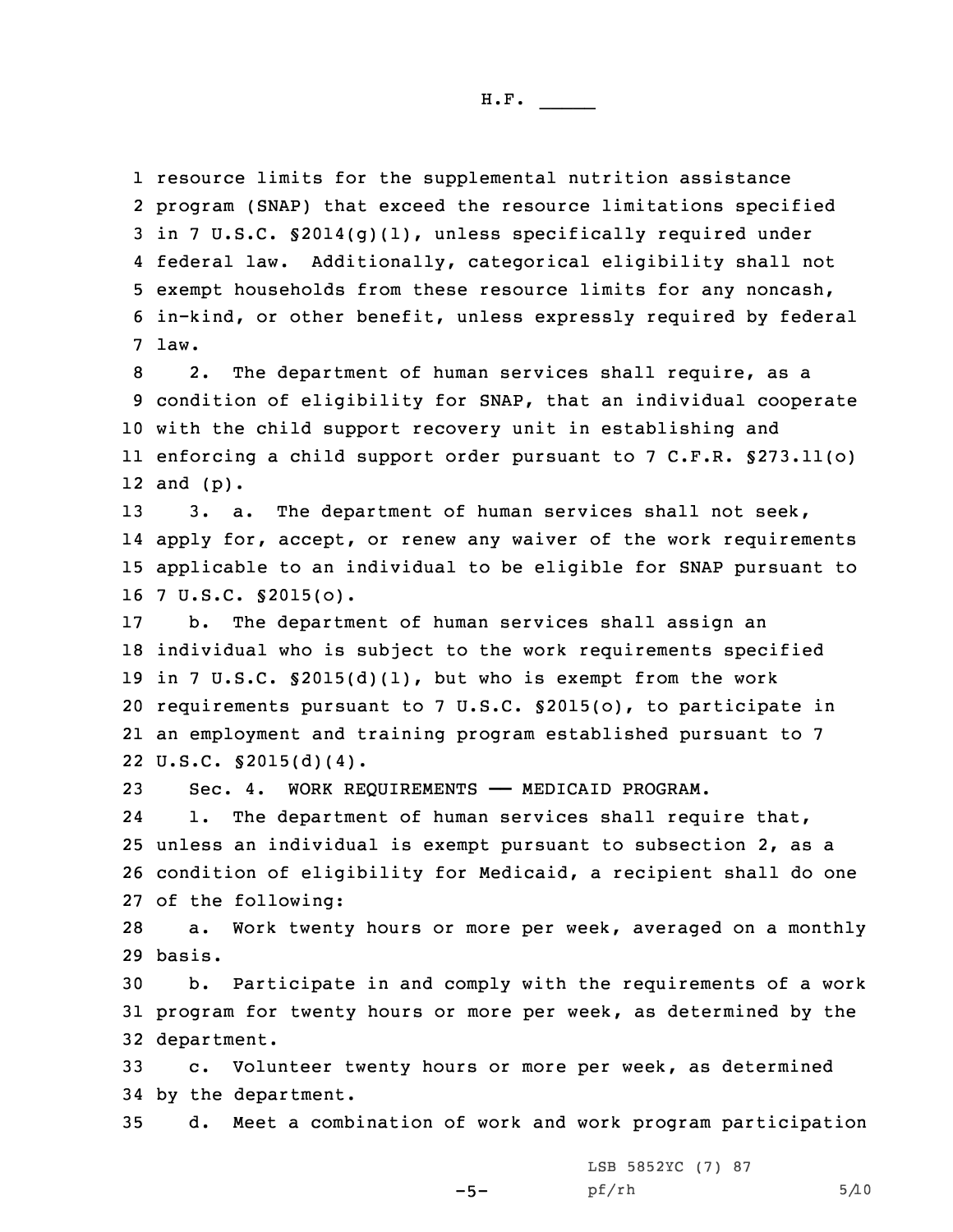resource limits for the supplemental nutrition assistance program (SNAP) that exceed the resource limitations specified in 7 U.S.C. §2014(g)(1), unless specifically required under federal law. Additionally, categorical eligibility shall not exempt households from these resource limits for any noncash, in-kind, or other benefit, unless expressly required by federal law.

2. The department of human services shall require, as a condition of eligibility for SNAP, that an individual cooperate with the child support recovery unit in establishing and enforcing a child support order pursuant to 7 C.F.R. §273.11(o) and (p).

3. a. The department of human services shall not seek, apply for, accept, or renew any waiver of the work requirements applicable to an individual to be eligible for SNAP pursuant to 7 U.S.C. §2015(o).

b. The department of human services shall assign an individual who is subject to the work requirements specified in 7 U.S.C. §2015(d)(1), but who is exempt from the work requirements pursuant to 7 U.S.C. §2015(o), to participate in an employment and training program established pursuant to 7 U.S.C. §2015(d)(4).

Sec. 4. WORK REQUIREMENTS —— MEDICAID PROGRAM.

1. The department of human services shall require that, unless an individual is exempt pursuant to subsection 2, as a condition of eligibility for Medicaid, a recipient shall do one of the following:

a. Work twenty hours or more per week, averaged on a monthly basis.

b. Participate in and comply with the requirements of a work program for twenty hours or more per week, as determined by the department.

c. Volunteer twenty hours or more per week, as determined by the department.

d. Meet a combination of work and work program participation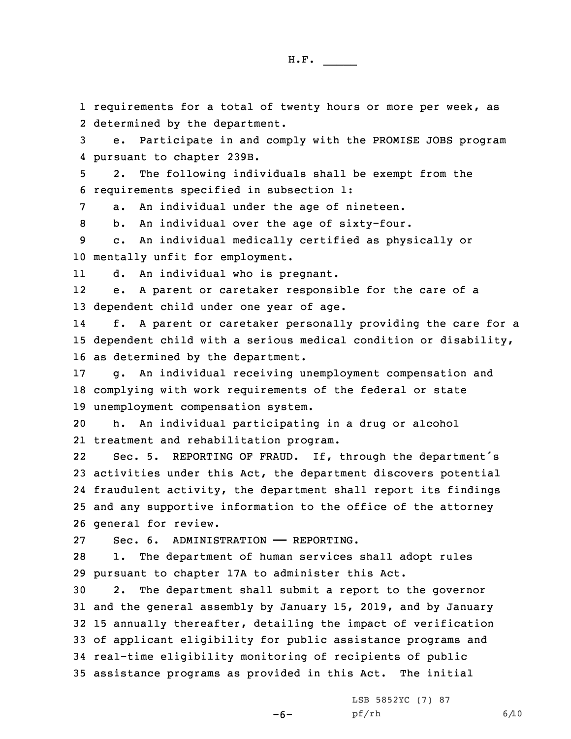requirements for a total of twenty hours or more per week, as determined by the department.

e. Participate in and comply with the PROMISE JOBS program pursuant to chapter 239B.

2. The following individuals shall be exempt from the requirements specified in subsection 1:

a. An individual under the age of nineteen.

b. An individual over the age of sixty-four.

c. An individual medically certified as physically or mentally unfit for employment.

d. An individual who is pregnant.

e. A parent or caretaker responsible for the care of a dependent child under one year of age.

f. A parent or caretaker personally providing the care for a dependent child with a serious medical condition or disability, as determined by the department.

g. An individual receiving unemployment compensation and complying with work requirements of the federal or state unemployment compensation system.

h. An individual participating in a drug or alcohol treatment and rehabilitation program.

Sec. 5. REPORTING OF FRAUD. If, through the department's activities under this Act, the department discovers potential fraudulent activity, the department shall report its findings and any supportive information to the office of the attorney general for review.

Sec. 6. ADMINISTRATION —— REPORTING.

1. The department of human services shall adopt rules pursuant to chapter 17A to administer this Act.

2. The department shall submit a report to the governor and the general assembly by January 15, 2019, and by January 15 annually thereafter, detailing the impact of verification of applicant eligibility for public assistance programs and real-time eligibility monitoring of recipients of public assistance programs as provided in this Act. The initial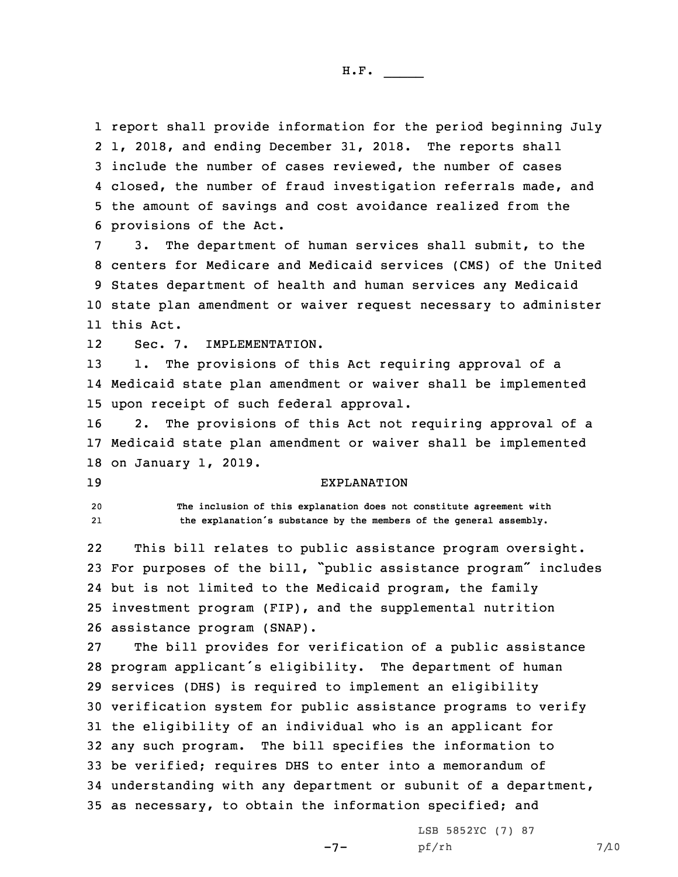report shall provide information for the period beginning July 1, 2018, and ending December 31, 2018. The reports shall include the number of cases reviewed, the number of cases closed, the number of fraud investigation referrals made, and the amount of savings and cost avoidance realized from the provisions of the Act.

3. The department of human services shall submit, to the centers for Medicare and Medicaid services (CMS) of the United States department of health and human services any Medicaid state plan amendment or waiver request necessary to administer this Act.

Sec. 7. IMPLEMENTATION.

1. The provisions of this Act requiring approval of a Medicaid state plan amendment or waiver shall be implemented upon receipt of such federal approval.

2. The provisions of this Act not requiring approval of a Medicaid state plan amendment or waiver shall be implemented on January 1, 2019.

EXPLANATION

The inclusion of this explanation does not constitute agreement with the explanation's substance by the members of the general assembly.

This bill relates to public assistance program oversight. For purposes of the bill, "public assistance program" includes but is not limited to the Medicaid program, the family investment program (FIP), and the supplemental nutrition assistance program (SNAP).

The bill provides for verification of a public assistance program applicant's eligibility. The department of human services (DHS) is required to implement an eligibility verification system for public assistance programs to verify the eligibility of an individual who is an applicant for any such program. The bill specifies the information to be verified; requires DHS to enter into a memorandum of understanding with any department or subunit of a department, as necessary, to obtain the information specified; and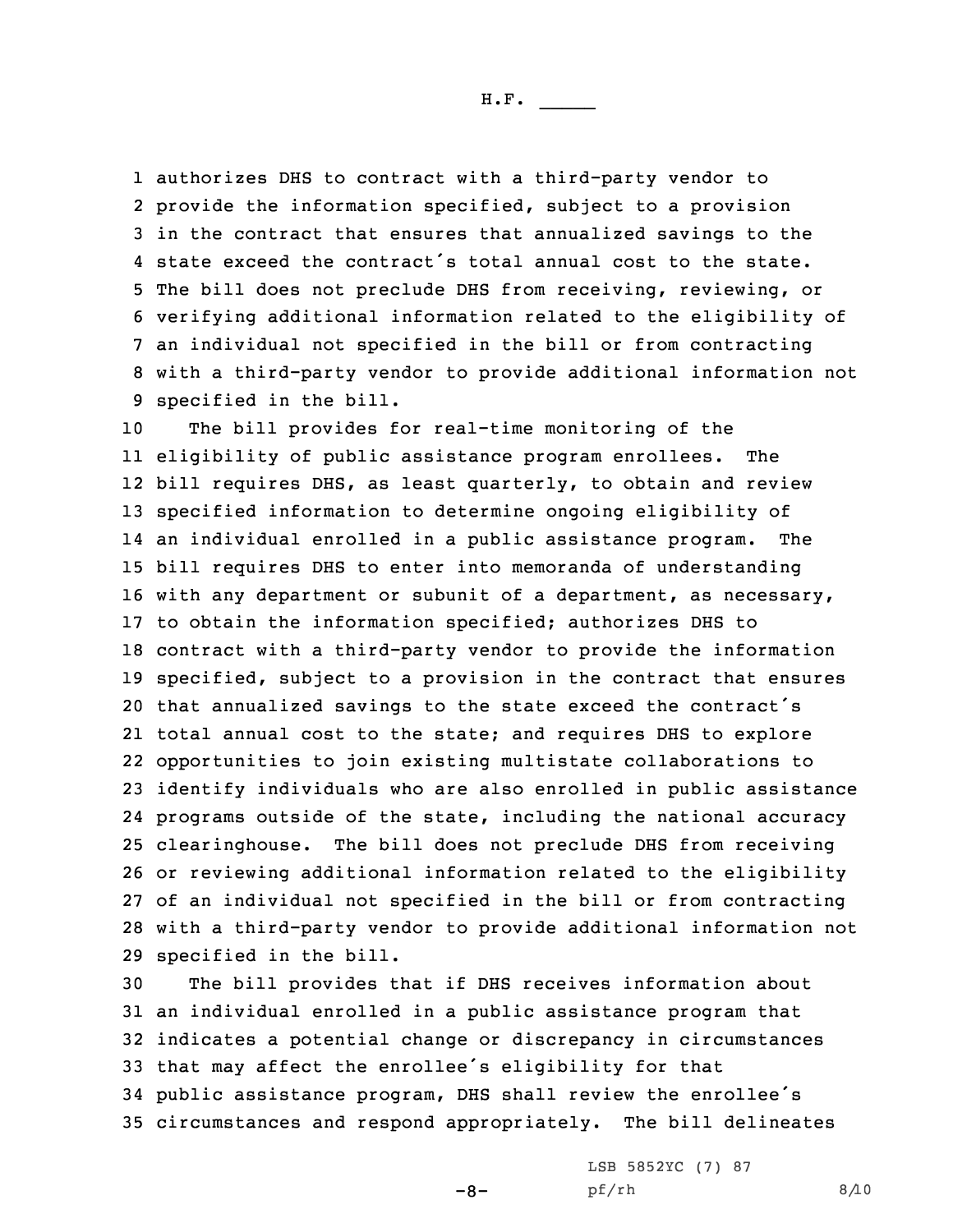authorizes DHS to contract with a third-party vendor to provide the information specified, subject to a provision in the contract that ensures that annualized savings to the state exceed the contract's total annual cost to the state. The bill does not preclude DHS from receiving, reviewing, or verifying additional information related to the eligibility of an individual not specified in the bill or from contracting with a third-party vendor to provide additional information not specified in the bill.

The bill provides for real-time monitoring of the eligibility of public assistance program enrollees. The bill requires DHS, as least quarterly, to obtain and review specified information to determine ongoing eligibility of an individual enrolled in a public assistance program. The bill requires DHS to enter into memoranda of understanding with any department or subunit of a department, as necessary, to obtain the information specified; authorizes DHS to contract with a third-party vendor to provide the information specified, subject to a provision in the contract that ensures that annualized savings to the state exceed the contract's total annual cost to the state; and requires DHS to explore opportunities to join existing multistate collaborations to identify individuals who are also enrolled in public assistance programs outside of the state, including the national accuracy clearinghouse. The bill does not preclude DHS from receiving or reviewing additional information related to the eligibility of an individual not specified in the bill or from contracting with a third-party vendor to provide additional information not specified in the bill.

The bill provides that if DHS receives information about an individual enrolled in a public assistance program that indicates a potential change or discrepancy in circumstances that may affect the enrollee's eligibility for that public assistance program, DHS shall review the enrollee's circumstances and respond appropriately. The bill delineates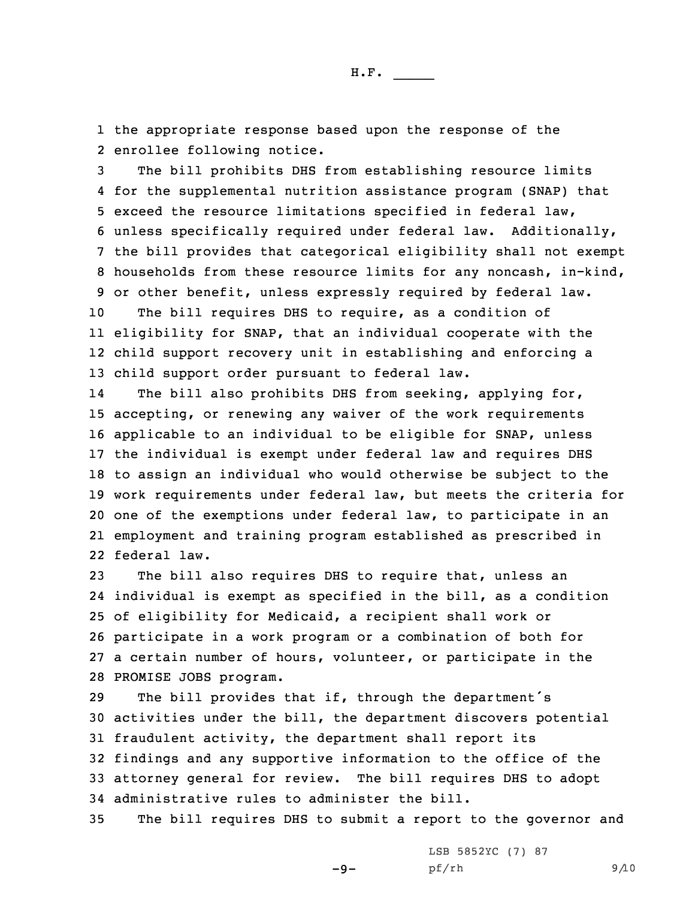the appropriate response based upon the response of the enrollee following notice.

The bill prohibits DHS from establishing resource limits for the supplemental nutrition assistance program (SNAP) that exceed the resource limitations specified in federal law, unless specifically required under federal law. Additionally, the bill provides that categorical eligibility shall not exempt households from these resource limits for any noncash, in-kind, or other benefit, unless expressly required by federal law.

The bill requires DHS to require, as a condition of eligibility for SNAP, that an individual cooperate with the child support recovery unit in establishing and enforcing a child support order pursuant to federal law.

The bill also prohibits DHS from seeking, applying for, accepting, or renewing any waiver of the work requirements applicable to an individual to be eligible for SNAP, unless the individual is exempt under federal law and requires DHS to assign an individual who would otherwise be subject to the work requirements under federal law, but meets the criteria for one of the exemptions under federal law, to participate in an employment and training program established as prescribed in federal law.

The bill also requires DHS to require that, unless an individual is exempt as specified in the bill, as a condition of eligibility for Medicaid, a recipient shall work or participate in a work program or a combination of both for a certain number of hours, volunteer, or participate in the PROMISE JOBS program.

The bill provides that if, through the department's activities under the bill, the department discovers potential fraudulent activity, the department shall report its findings and any supportive information to the office of the attorney general for review. The bill requires DHS to adopt administrative rules to administer the bill.

The bill requires DHS to submit a report to the governor and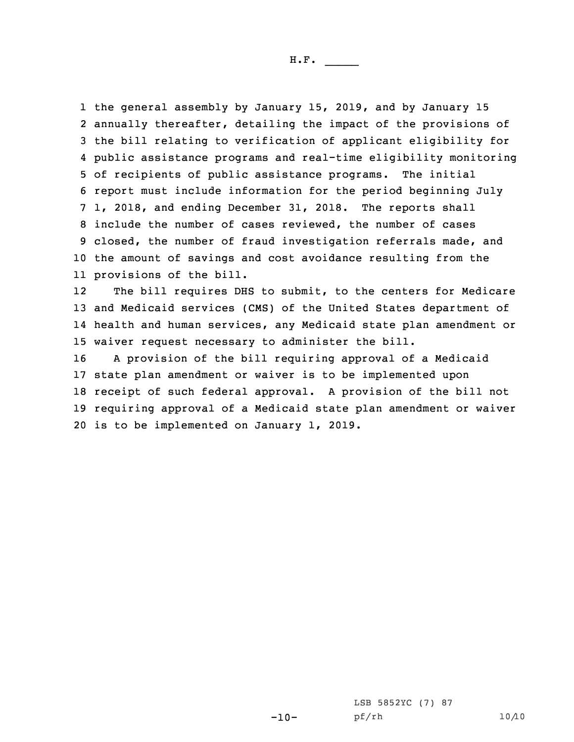the general assembly by January 15, 2019, and by January 15 annually thereafter, detailing the impact of the provisions of the bill relating to verification of applicant eligibility for public assistance programs and real-time eligibility monitoring of recipients of public assistance programs. The initial report must include information for the period beginning July 1, 2018, and ending December 31, 2018. The reports shall include the number of cases reviewed, the number of cases closed, the number of fraud investigation referrals made, and the amount of savings and cost avoidance resulting from the provisions of the bill.

The bill requires DHS to submit, to the centers for Medicare and Medicaid services (CMS) of the United States department of health and human services, any Medicaid state plan amendment or waiver request necessary to administer the bill.

A provision of the bill requiring approval of a Medicaid state plan amendment or waiver is to be implemented upon receipt of such federal approval. A provision of the bill not requiring approval of a Medicaid state plan amendment or waiver is to be implemented on January 1, 2019.